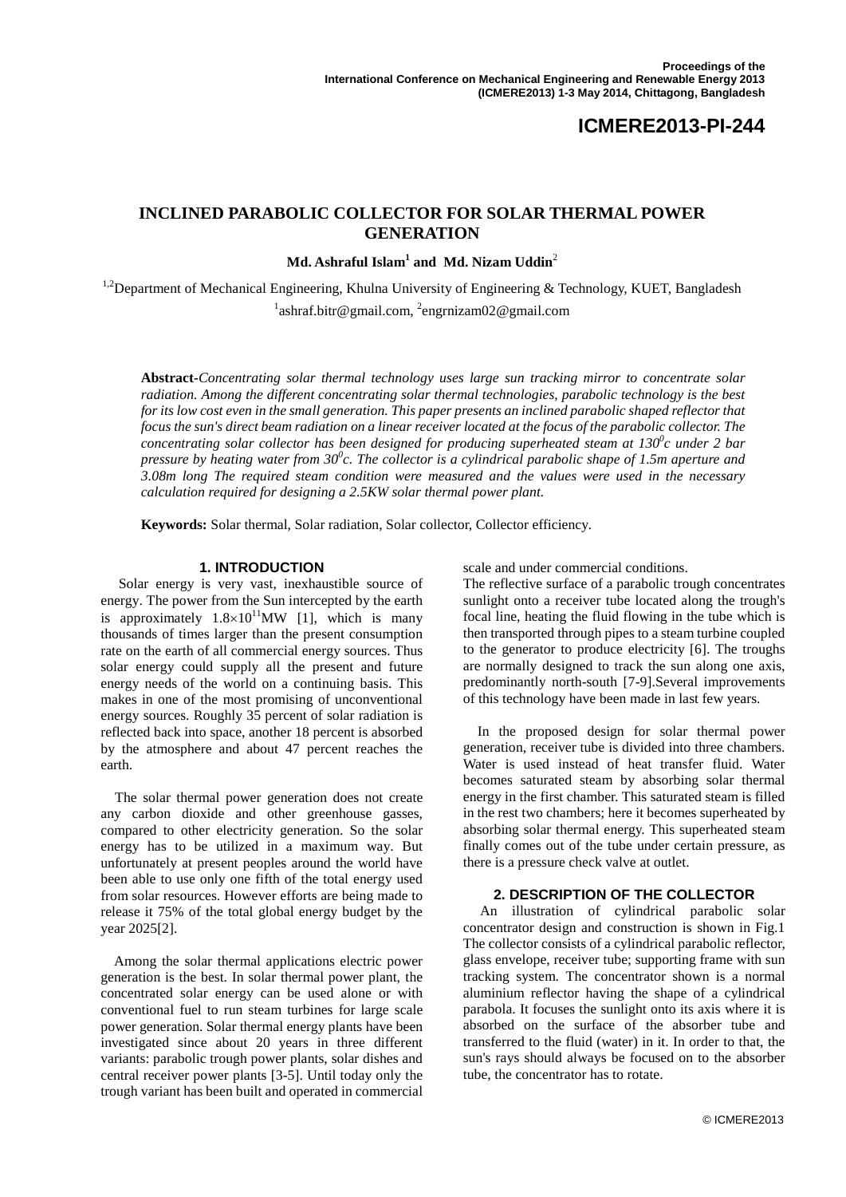# INCLINED PARABOLIC COLLECTOR FOR SOLAR THERMAL POWER GENERATION

**Md. Ashraful Islam[1] and Md. Nizam Uddin[2]**

[1,2]Department of Mechanical Engineering, Khulna University of Engineering & Technology, KUET, Bangladesh

[1]ashraf.bitr@gmail.com, [2]engrnizam02@gmail.com

**Abstract**-*Concentrating solar thermal technology uses large sun tracking mirror to concentrate solar radiation. Among the different concentrating solar thermal technologies, parabolic technology is the best for its low cost even in the small generation. This paper presents an inclined parabolic shaped reflector that focus the sun's direct beam radiation on a linear receiver located at the focus of the parabolic collector. The concentrating solar collector has been designed for producing superheated steam at $130^0$c under 2 bar pressure by heating water from $30^0$c. The collector is a cylindrical parabolic shape of 1.5m aperture and 3.08m long The required steam condition were measured and the values were used in the necessary calculation required for designing a 2.5KW solar thermal power plant.*

**Keywords:** Solar thermal, Solar radiation, Solar collector, Collector efficiency.

## 1. INTRODUCTION

Solar energy is very vast, inexhaustible source of energy. The power from the Sun intercepted by the earth is approximately $1.8\times10^{11}$MW [1], which is many thousands of times larger than the present consumption rate on the earth of all commercial energy sources. Thus solar energy could supply all the present and future energy needs of the world on a continuing basis. This makes in one of the most promising of unconventional energy sources. Roughly 35 percent of solar radiation is reflected back into space, another 18 percent is absorbed by the atmosphere and about 47 percent reaches the earth.

The solar thermal power generation does not create any carbon dioxide and other greenhouse gasses, compared to other electricity generation. So the solar energy has to be utilized in a maximum way. But unfortunately at present peoples around the world have been able to use only one fifth of the total energy used from solar resources. However efforts are being made to release it 75% of the total global energy budget by the year 2025[2].

Among the solar thermal applications electric power generation is the best. In solar thermal power plant, the concentrated solar energy can be used alone or with conventional fuel to run steam turbines for large scale power generation. Solar thermal energy plants have been investigated since about 20 years in three different variants: parabolic trough power plants, solar dishes and central receiver power plants [3-5]. Until today only the trough variant has been built and operated in commercial scale and under commercial conditions.

The reflective surface of a parabolic trough concentrates sunlight onto a receiver tube located along the trough's focal line, heating the fluid flowing in the tube which is then transported through pipes to a steam turbine coupled to the generator to produce electricity [6]. The troughs are normally designed to track the sun along one axis, predominantly north-south [7-9].Several improvements of this technology have been made in last few years.

In the proposed design for solar thermal power generation, receiver tube is divided into three chambers. Water is used instead of heat transfer fluid. Water becomes saturated steam by absorbing solar thermal energy in the first chamber. This saturated steam is filled in the rest two chambers; here it becomes superheated by absorbing solar thermal energy. This superheated steam finally comes out of the tube under certain pressure, as there is a pressure check valve at outlet.

## 2. DESCRIPTION OF THE COLLECTOR

An illustration of cylindrical parabolic solar concentrator design and construction is shown in Fig.1 The collector consists of a cylindrical parabolic reflector, glass envelope, receiver tube; supporting frame with sun tracking system. The concentrator shown is a normal aluminium reflector having the shape of a cylindrical parabola. It focuses the sunlight onto its axis where it is absorbed on the surface of the absorber tube and transferred to the fluid (water) in it. In order to that, the sun's rays should always be focused on to the absorber tube, the concentrator has to rotate.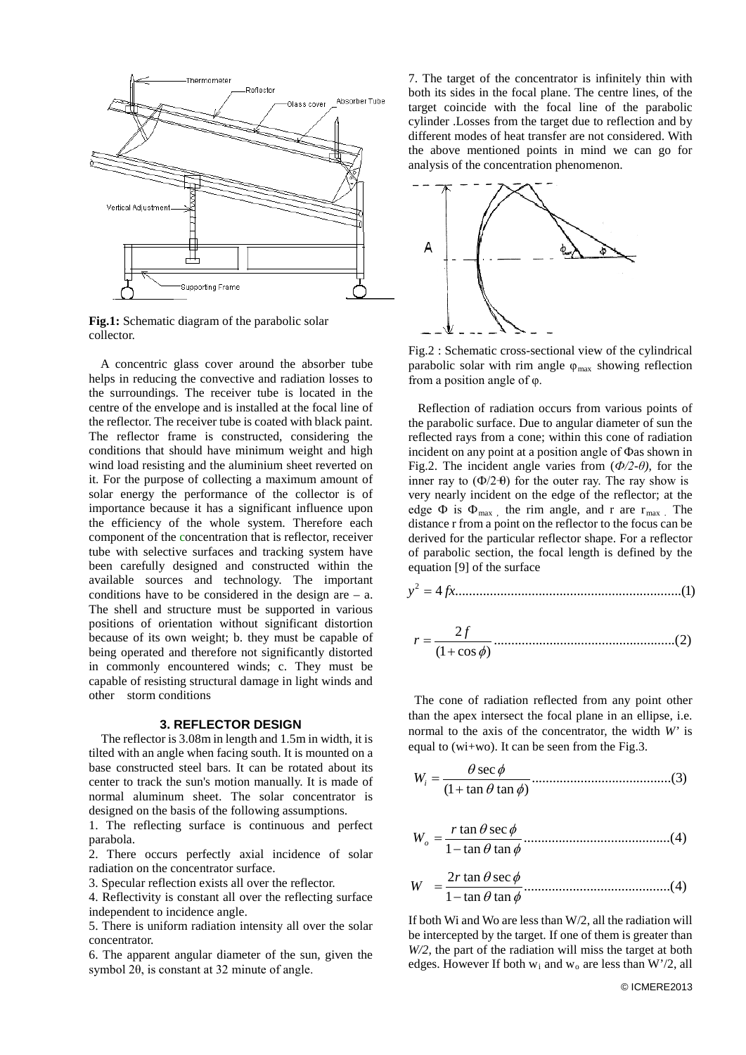**Fig.1:** Schematic diagram of the parabolic solar collector.

A concentric glass cover around the absorber tube helps in reducing the convective and radiation losses to the surroundings. The receiver tube is located in the centre of the envelope and is installed at the focal line of the reflector. The receiver tube is coated with black paint. The reflector frame is constructed, considering the conditions that should have minimum weight and high wind load resisting and the aluminium sheet reverted on it. For the purpose of collecting a maximum amount of solar energy the performance of the collector is of importance because it has a significant influence upon the efficiency of the whole system. Therefore each component of the concentration that is reflector, receiver tube with selective surfaces and tracking system have been carefully designed and constructed within the available sources and technology. The important conditions have to be considered in the design are – a. The shell and structure must be supported in various positions of orientation without significant distortion because of its own weight; b. they must be capable of being operated and therefore not significantly distorted in commonly encountered winds; c. They must be capable of resisting structural damage in light winds and other storm conditions

### 3. REFLECTOR DESIGN

The reflector is 3.08m in length and 1.5m in width, it is tilted with an angle when facing south. It is mounted on a base constructed steel bars. It can be rotated about its center to track the sun's motion manually. It is made of normal aluminum sheet. The solar concentrator is designed on the basis of the following assumptions.

1. The reflecting surface is continuous and perfect parabola.
2. There occurs perfectly axial incidence of solar radiation on the concentrator surface.
3. Specular reflection exists all over the reflector.
4. Reflectivity is constant all over the reflecting surface independent to incidence angle.
5. There is uniform radiation intensity all over the solar concentrator.
6. The apparent angular diameter of the sun, given the symbol 2θ, is constant at 32 minute of angle.
7. The target of the concentrator is infinitely thin with both its sides in the focal plane. The centre lines, of the target coincide with the focal line of the parabolic cylinder .Losses from the target due to reflection and by different modes of heat transfer are not considered. With the above mentioned points in mind we can go for analysis of the concentration phenomenon.

Fig.2 : Schematic cross-sectional view of the cylindrical parabolic solar with rim angle $\varphi_{max}$ showing reflection from a position angle of φ.

Reflection of radiation occurs from various points of the parabolic surface. Due to angular diameter of sun the reflected rays from a cone; within this cone of radiation incident on any point at a position angle of Φas shown in Fig.2. The incident angle varies from *(Φ/2-θ),* for the inner ray to (Φ/2+θ) for the outer ray. The ray show is very nearly incident on the edge of the reflector; at the edge Φ is $\Phi_{max}$ , the rim angle, and r are $r_{max}$ . The distance r from a point on the reflector to the focus can be derived for the particular reflector shape. For a reflector of parabolic section, the focal length is defined by the equation [9] of the surface

$$y^2 = 4fx \quad \text{..........(1)}$$

$$r = \frac{2f}{(1+\cos\phi)} \quad \text{..........(2)}$$

The cone of radiation reflected from any point other than the apex intersect the focal plane in an ellipse, i.e. normal to the axis of the concentrator, the width *W'* is equal to (wi+wo). It can be seen from the Fig.3.

$$W_i = \frac{\theta \sec\phi}{(1+\tan\theta\tan\phi)} \quad \text{..........(3)}$$

$$W_o = \frac{r\tan\theta\sec\phi}{1-\tan\theta\tan\phi} \quad \text{..........(4)}$$

$$W = \frac{2r\tan\theta\sec\phi}{1-\tan\theta\tan\phi} \quad \text{..........(4)}$$

If both Wi and Wo are less than W/2, all the radiation will be intercepted by the target. If one of them is greater than *W/2,* the part of the radiation will miss the target at both edges. However If both $w_i$ and $w_o$ are less than W'/2, all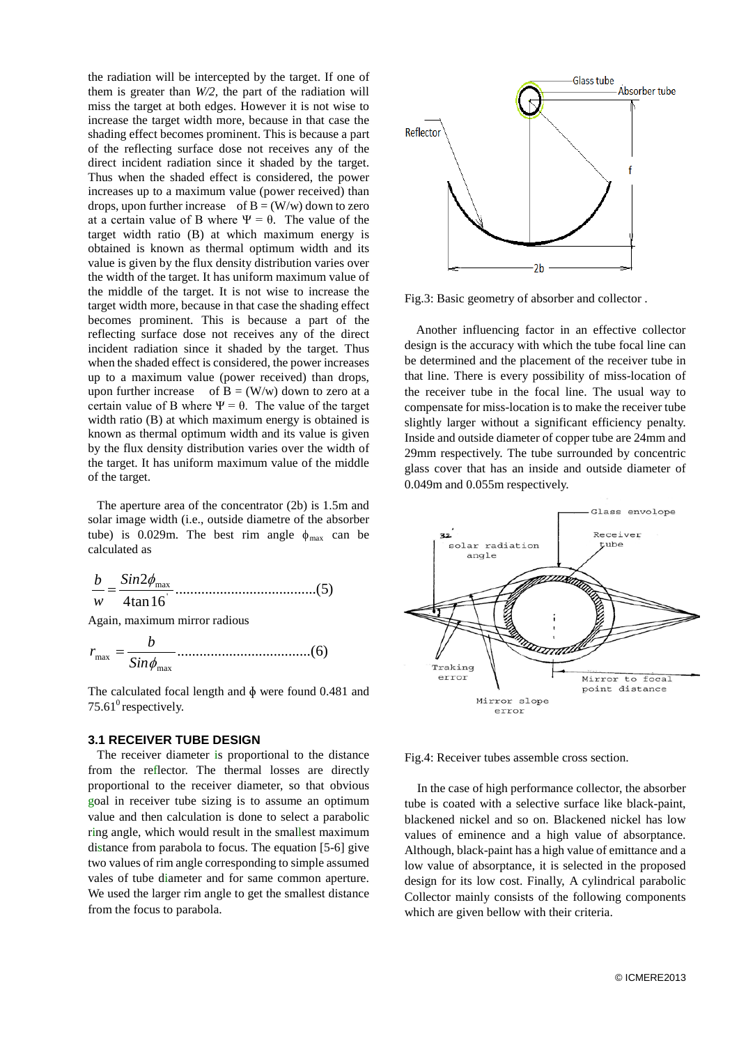the radiation will be intercepted by the target. If one of them is greater than *W/2,* the part of the radiation will miss the target at both edges. However it is not wise to increase the target width more, because in that case the shading effect becomes prominent. This is because a part of the reflecting surface dose not receives any of the direct incident radiation since it shaded by the target. Thus when the shaded effect is considered, the power increases up to a maximum value (power received) than drops, upon further increase of B = (W/w) down to zero at a certain value of B where $\Psi = \theta$. The value of the target width ratio (B) at which maximum energy is obtained is known as thermal optimum width and its value is given by the flux density distribution varies over the width of the target. It has uniform maximum value of the middle of the target. It is not wise to increase the target width more, because in that case the shading effect becomes prominent. This is because a part of the reflecting surface dose not receives any of the direct incident radiation since it shaded by the target. Thus when the shaded effect is considered, the power increases up to a maximum value (power received) than drops, upon further increase of B = (W/w) down to zero at a certain value of B where $\Psi = \theta$. The value of the target width ratio (B) at which maximum energy is obtained is known as thermal optimum width and its value is given by the flux density distribution varies over the width of the target. It has uniform maximum value of the middle of the target.

The aperture area of the concentrator (2b) is 1.5m and solar image width (i.e., outside diametre of the absorber tube) is 0.029m. The best rim angle $\phi_{max}$ can be calculated as

$$\frac{b}{w} = \frac{Sin2\phi_{max}}{4\tan 16'} \quad \text{....................................(5)}$$

Again, maximum mirror radious

$$r_{max} = \frac{b}{Sin\phi_{max}} \quad \text{...................................(6)}$$

The calculated focal length and $\phi$ were found 0.481 and $75.61^0$ respectively.

### 3.1 RECEIVER TUBE DESIGN

The receiver diameter is proportional to the distance from the reflector. The thermal losses are directly proportional to the receiver diameter, so that obvious goal in receiver tube sizing is to assume an optimum value and then calculation is done to select a parabolic ring angle, which would result in the smallest maximum distance from parabola to focus. The equation [5-6] give two values of rim angle corresponding to simple assumed vales of tube diameter and for same common aperture. We used the larger rim angle to get the smallest distance from the focus to parabola.

Fig.3: Basic geometry of absorber and collector .

Another influencing factor in an effective collector design is the accuracy with which the tube focal line can be determined and the placement of the receiver tube in that line. There is every possibility of miss-location of the receiver tube in the focal line. The usual way to compensate for miss-location is to make the receiver tube slightly larger without a significant efficiency penalty. Inside and outside diameter of copper tube are 24mm and 29mm respectively. The tube surrounded by concentric glass cover that has an inside and outside diameter of 0.049m and 0.055m respectively.

Fig.4: Receiver tubes assemble cross section.

In the case of high performance collector, the absorber tube is coated with a selective surface like black-paint, blackened nickel and so on. Blackened nickel has low values of eminence and a high value of absorptance. Although, black-paint has a high value of emittance and a low value of absorptance, it is selected in the proposed design for its low cost. Finally, A cylindrical parabolic Collector mainly consists of the following components which are given bellow with their criteria.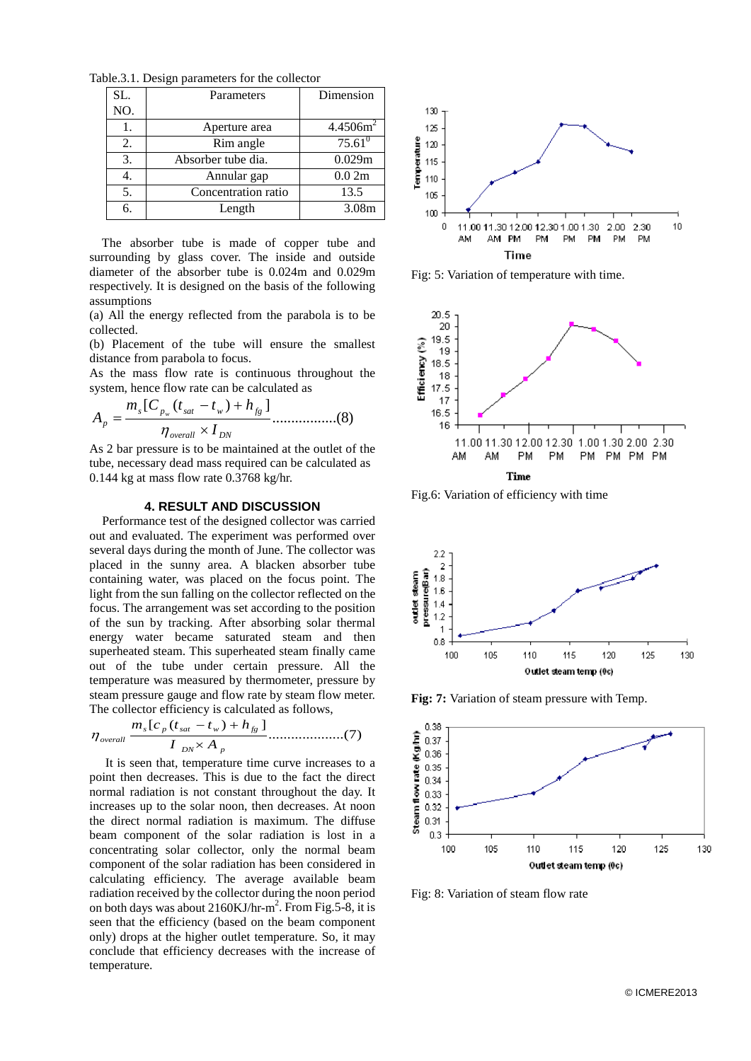Table.3.1. Design parameters for the collector

| SL. NO. | Parameters | Dimension |
|---|---|---|
| 1. | Aperture area | 4.4506m$^2$ |
| 2. | Rim angle | 75.61$^0$ |
| 3. | Absorber tube dia. | 0.029m |
| 4. | Annular gap | 0.0 2m |
| 5. | Concentration ratio | 13.5 |
| 6. | Length | 3.08m |

The absorber tube is made of copper tube and surrounding by glass cover. The inside and outside diameter of the absorber tube is 0.024m and 0.029m respectively. It is designed on the basis of the following assumptions

(a) All the energy reflected from the parabola is to be collected.

(b) Placement of the tube will ensure the smallest distance from parabola to focus.

As the mass flow rate is continuous throughout the system, hence flow rate can be calculated as

$$A_p = \frac{m_s[C_{p_w}(t_{sat} - t_w) + h_{fg}]}{\eta_{overall} \times I_{DN}} \quad \text{................(8)}$$

As 2 bar pressure is to be maintained at the outlet of the tube, necessary dead mass required can be calculated as 0.144 kg at mass flow rate 0.3768 kg/hr.

## 4. RESULT AND DISCUSSION

Performance test of the designed collector was carried out and evaluated. The experiment was performed over several days during the month of June. The collector was placed in the sunny area. A blacken absorber tube containing water, was placed on the focus point. The light from the sun falling on the collector reflected on the focus. The arrangement was set according to the position of the sun by tracking. After absorbing solar thermal energy water became saturated steam and then superheated steam. This superheated steam finally came out of the tube under certain pressure. All the temperature was measured by thermometer, pressure by steam pressure gauge and flow rate by steam flow meter. The collector efficiency is calculated as follows,

$$\eta_{overall} \frac{m_s[c_p(t_{sat} - t_w) + h_{fg}]}{I_{DN} \times A_p} \quad \text{...................(7)}$$

It is seen that, temperature time curve increases to a point then decreases. This is due to the fact the direct normal radiation is not constant throughout the day. It increases up to the solar noon, then decreases. At noon the direct normal radiation is maximum. The diffuse beam component of the solar radiation is lost in a concentrating solar collector, only the normal beam component of the solar radiation has been considered in calculating efficiency. The average available beam radiation received by the collector during the noon period on both days was about 2160KJ/hr-m$^2$. From Fig.5-8, it is seen that the efficiency (based on the beam component only) drops at the higher outlet temperature. So, it may conclude that efficiency decreases with the increase of temperature.

Fig: 5: Variation of temperature with time.

Fig.6: Variation of efficiency with time

**Fig: 7:** Variation of steam pressure with Temp.

Fig: 8: Variation of steam flow rate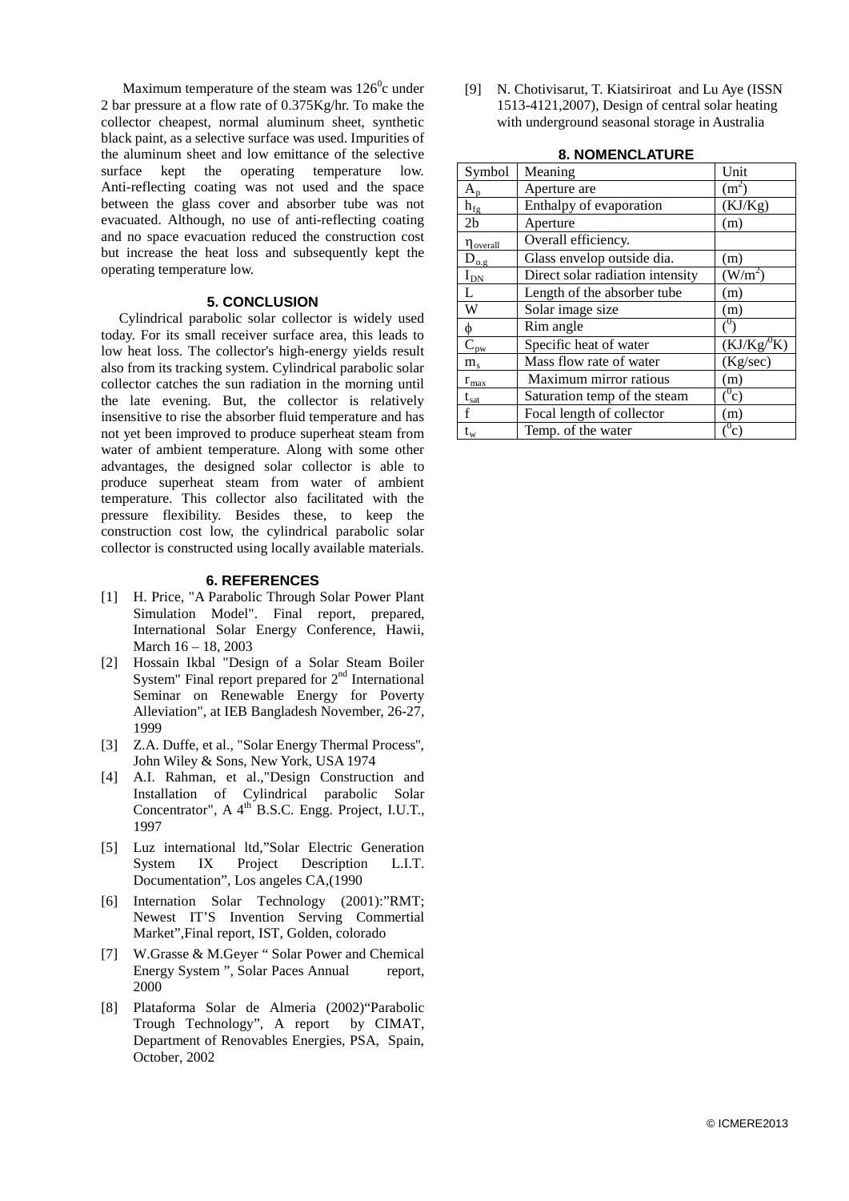Maximum temperature of the steam was $126^0$c under 2 bar pressure at a flow rate of 0.375Kg/hr. To make the collector cheapest, normal aluminum sheet, synthetic black paint, as a selective surface was used. Impurities of the aluminum sheet and low emittance of the selective surface kept the operating temperature low. Anti-reflecting coating was not used and the space between the glass cover and absorber tube was not evacuated. Although, no use of anti-reflecting coating and no space evacuation reduced the construction cost but increase the heat loss and subsequently kept the operating temperature low.

## 5. CONCLUSION

Cylindrical parabolic solar collector is widely used today. For its small receiver surface area, this leads to low heat loss. The collector's high-energy yields result also from its tracking system. Cylindrical parabolic solar collector catches the sun radiation in the morning until the late evening. But, the collector is relatively insensitive to rise the absorber fluid temperature and has not yet been improved to produce superheat steam from water of ambient temperature. Along with some other advantages, the designed solar collector is able to produce superheat steam from water of ambient temperature. This collector also facilitated with the pressure flexibility. Besides these, to keep the construction cost low, the cylindrical parabolic solar collector is constructed using locally available materials.

## 6. REFERENCES

[1] H. Price, "A Parabolic Through Solar Power Plant Simulation Model". Final report, prepared, International Solar Energy Conference, Hawii, March 16 – 18, 2003

[2] Hossain Ikbal "Design of a Solar Steam Boiler System" Final report prepared for 2nd International Seminar on Renewable Energy for Poverty Alleviation", at IEB Bangladesh November, 26-27, 1999

[3] Z.A. Duffe, et al., "Solar Energy Thermal Process", John Wiley & Sons, New York, USA 1974

[4] A.I. Rahman, et al.,"Design Construction and Installation of Cylindrical parabolic Solar Concentrator", A 4th B.S.C. Engg. Project, I.U.T., 1997

[5] Luz international ltd,"Solar Electric Generation System IX Project Description L.I.T. Documentation", Los angeles CA,(1990

[6] Internation Solar Technology (2001):"RMT; Newest IT'S Invention Serving Commertial Market",Final report, IST, Golden, colorado

[7] W.Grasse & M.Geyer " Solar Power and Chemical Energy System ", Solar Paces Annual report, 2000

[8] Plataforma Solar de Almeria (2002)"Parabolic Trough Technology", A report by CIMAT, Department of Renovables Energies, PSA, Spain, October, 2002

[9] N. Chotivisarut, T. Kiatsiriroat and Lu Aye (ISSN 1513-4121,2007), Design of central solar heating with underground seasonal storage in Australia

## 8. NOMENCLATURE

| Symbol | Meaning | Unit |
|---|---|---|
| $A_p$ | Aperture are | $(m^2)$ |
| $h_{fg}$ | Enthalpy of evaporation | (KJ/Kg) |
| 2b | Aperture | (m) |
| $\eta_{overall}$ | Overall efficiency. | |
| $D_{o.g}$ | Glass envelop outside dia. | (m) |
| $I_{DN}$ | Direct solar radiation intensity | $(W/m^2)$ |
| L | Length of the absorber tube | (m) |
| W | Solar image size | (m) |
| $\phi$ | Rim angle | $(^0)$ |
| $C_{pw}$ | Specific heat of water | $(KJ/Kg/^0K)$ |
| $m_s$ | Mass flow rate of water | (Kg/sec) |
| $r_{max}$ | Maximum mirror ratious | (m) |
| $t_{sat}$ | Saturation temp of the steam | $(^0c)$ |
| f | Focal length of collector | (m) |
| $t_w$ | Temp. of the water | $(^0c)$ |